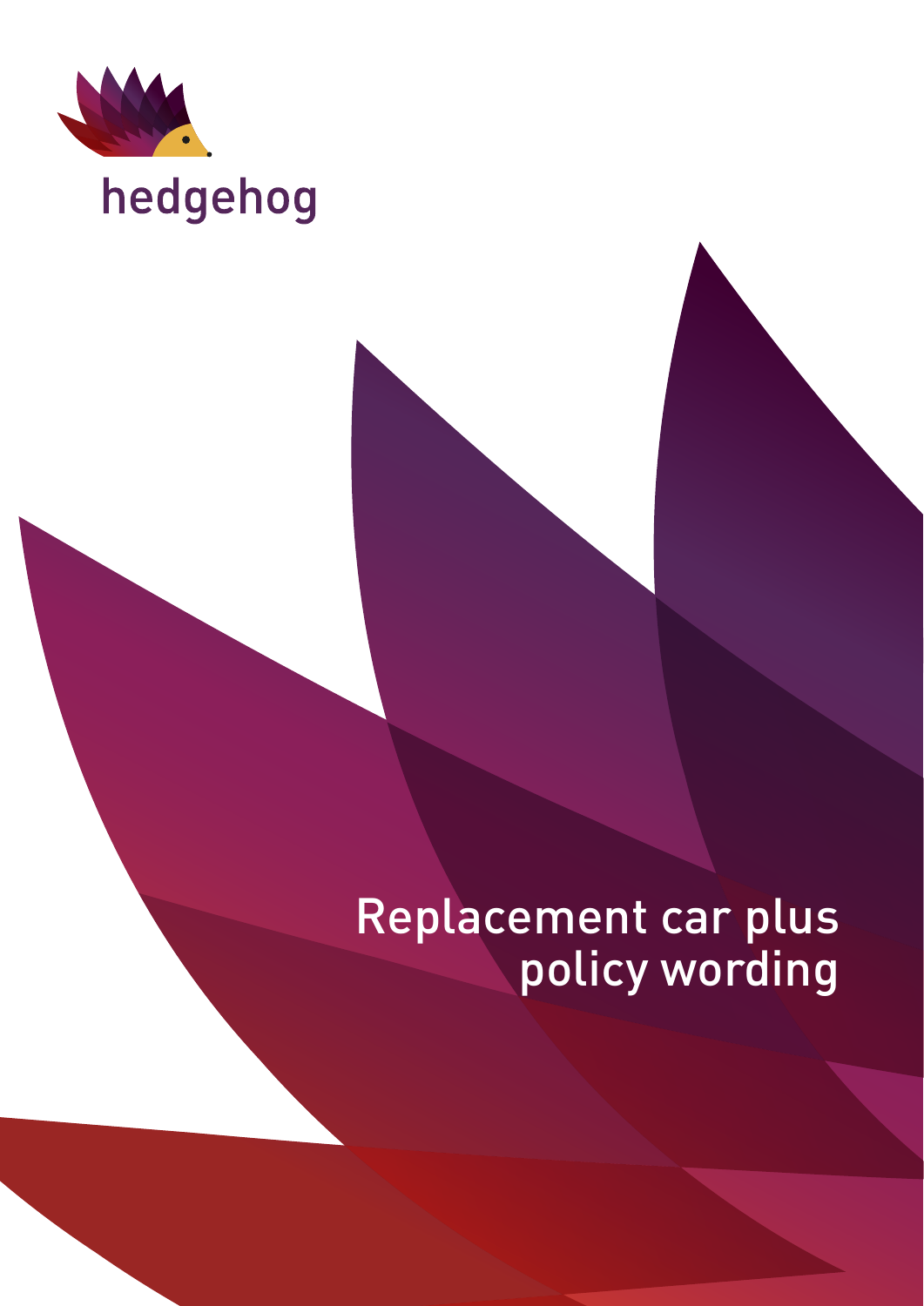hedgehog

# Replacement car plus policy wording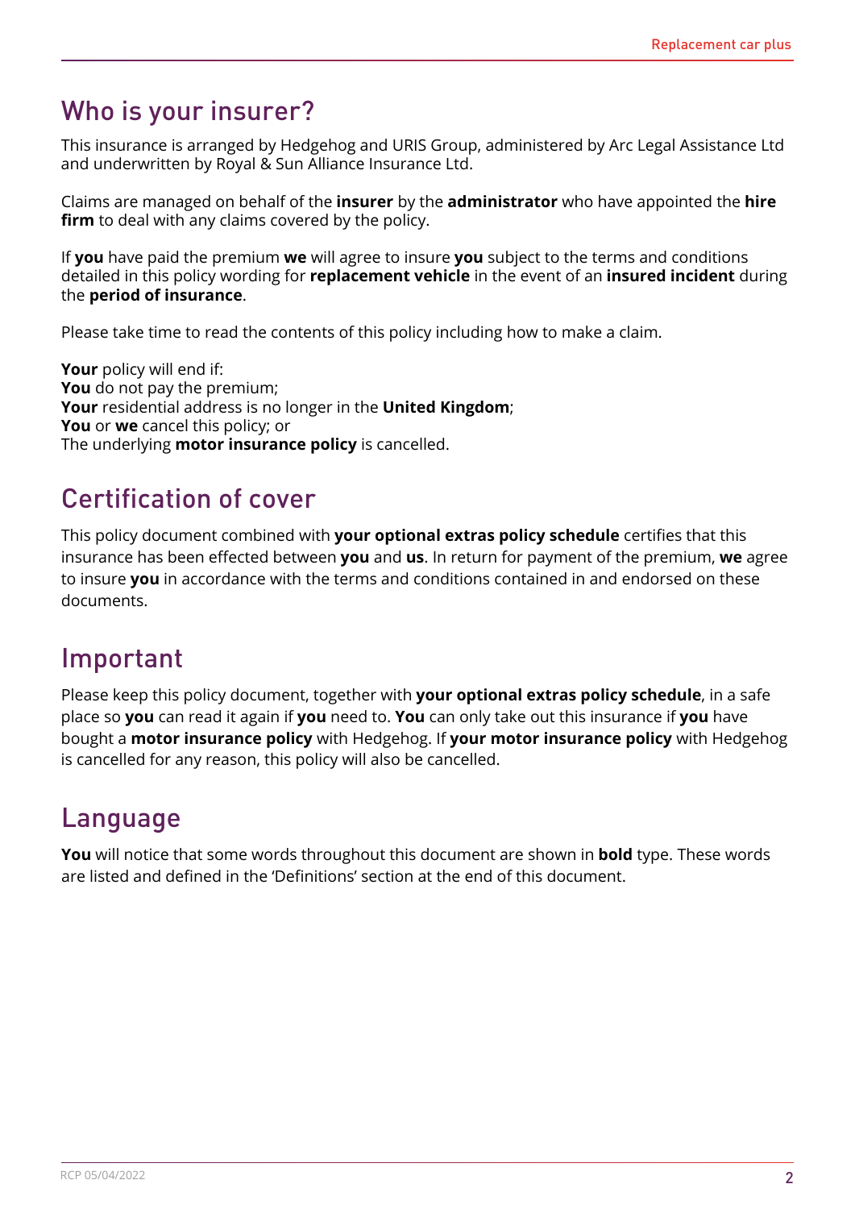## Who is your insurer?

This insurance is arranged by Hedgehog and URIS Group, administered by Arc Legal Assistance Ltd and underwritten by Royal & Sun Alliance Insurance Ltd.

Claims are managed on behalf of the **insurer** by the **administrator** who have appointed the **hire firm** to deal with any claims covered by the policy.

If **you** have paid the premium **we** will agree to insure **you** subject to the terms and conditions detailed in this policy wording for **replacement vehicle** in the event of an **insured incident** during the **period of insurance**.

Please take time to read the contents of this policy including how to make a claim.

**Your** policy will end if:
**You** do not pay the premium;
**Your** residential address is no longer in the **United Kingdom**;
**You** or **we** cancel this policy; or
The underlying **motor insurance policy** is cancelled.

## Certification of cover

This policy document combined with **your optional extras policy schedule** certifies that this insurance has been effected between **you** and **us**. In return for payment of the premium, **we** agree to insure **you** in accordance with the terms and conditions contained in and endorsed on these documents.

## Important

Please keep this policy document, together with **your optional extras policy schedule**, in a safe place so **you** can read it again if **you** need to. **You** can only take out this insurance if **you** have bought a **motor insurance policy** with Hedgehog. If **your motor insurance policy** with Hedgehog is cancelled for any reason, this policy will also be cancelled.

## Language

**You** will notice that some words throughout this document are shown in **bold** type. These words are listed and defined in the 'Definitions' section at the end of this document.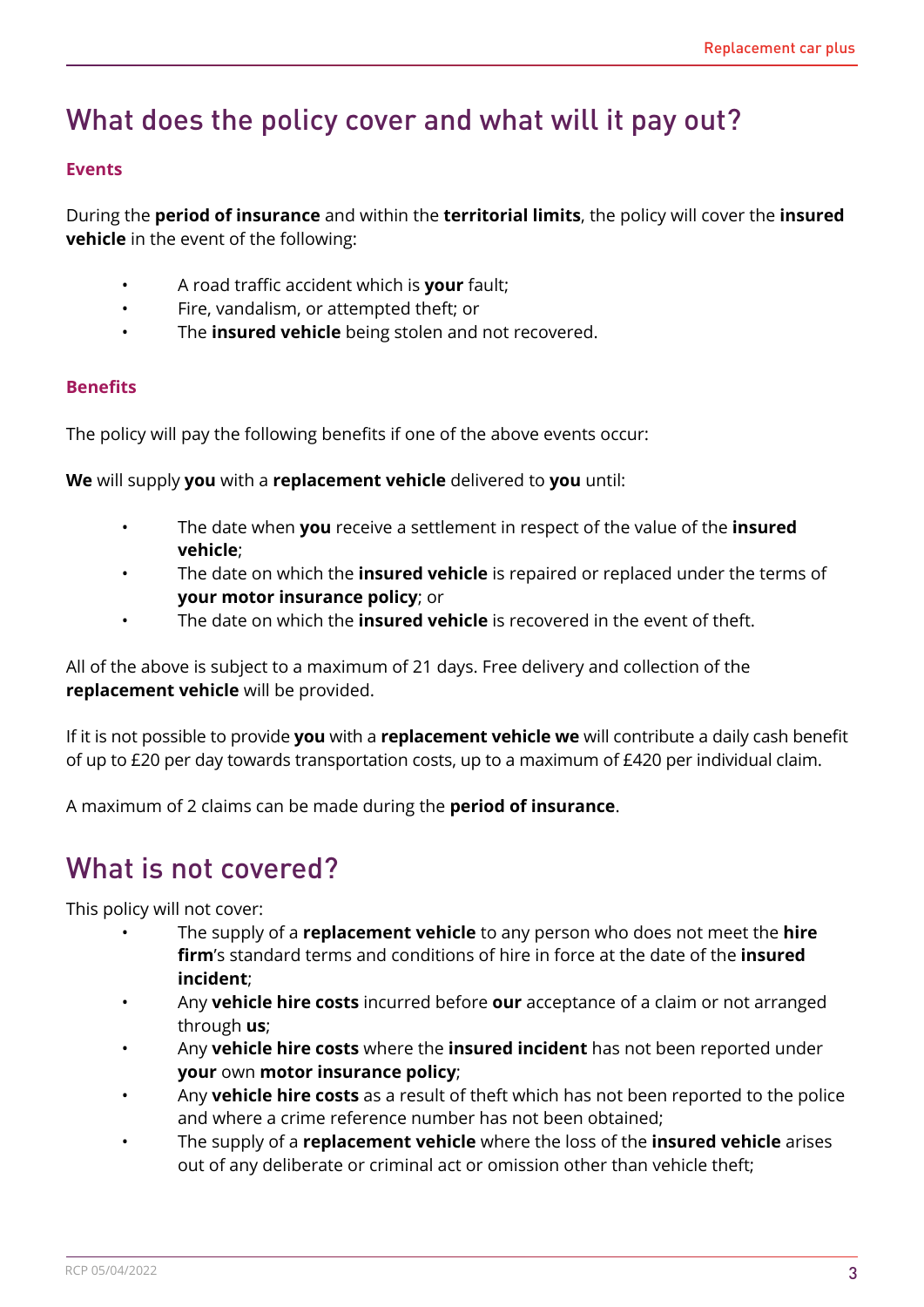## What does the policy cover and what will it pay out?

### Events

During the **period of insurance** and within the **territorial limits**, the policy will cover the **insured vehicle** in the event of the following:

- A road traffic accident which is **your** fault;
- Fire, vandalism, or attempted theft; or
- The **insured vehicle** being stolen and not recovered.

### Benefits

The policy will pay the following benefits if one of the above events occur:

**We** will supply **you** with a **replacement vehicle** delivered to **you** until:

- The date when **you** receive a settlement in respect of the value of the **insured vehicle**;
- The date on which the **insured vehicle** is repaired or replaced under the terms of **your motor insurance policy**; or
- The date on which the **insured vehicle** is recovered in the event of theft.

All of the above is subject to a maximum of 21 days. Free delivery and collection of the **replacement vehicle** will be provided.

If it is not possible to provide **you** with a **replacement vehicle we** will contribute a daily cash benefit of up to £20 per day towards transportation costs, up to a maximum of £420 per individual claim.

A maximum of 2 claims can be made during the **period of insurance**.

## What is not covered?

This policy will not cover:

- The supply of a **replacement vehicle** to any person who does not meet the **hire firm**'s standard terms and conditions of hire in force at the date of the **insured incident**;
- Any **vehicle hire costs** incurred before **our** acceptance of a claim or not arranged through **us**;
- Any **vehicle hire costs** where the **insured incident** has not been reported under **your** own **motor insurance policy**;
- Any **vehicle hire costs** as a result of theft which has not been reported to the police and where a crime reference number has not been obtained;
- The supply of a **replacement vehicle** where the loss of the **insured vehicle** arises out of any deliberate or criminal act or omission other than vehicle theft;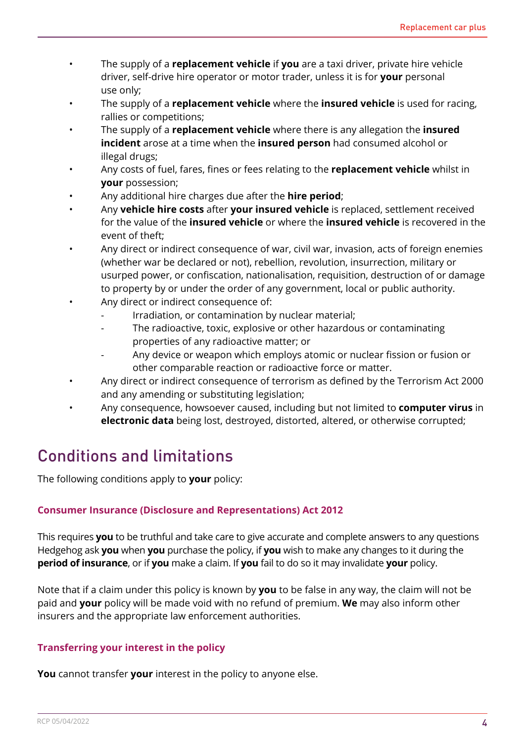- The supply of a **replacement vehicle** if **you** are a taxi driver, private hire vehicle driver, self-drive hire operator or motor trader, unless it is for **your** personal use only;
- The supply of a **replacement vehicle** where the **insured vehicle** is used for racing, rallies or competitions;
- The supply of a **replacement vehicle** where there is any allegation the **insured incident** arose at a time when the **insured person** had consumed alcohol or illegal drugs;
- Any costs of fuel, fares, fines or fees relating to the **replacement vehicle** whilst in **your** possession;
- Any additional hire charges due after the **hire period**;
- Any **vehicle hire costs** after **your insured vehicle** is replaced, settlement received for the value of the **insured vehicle** or where the **insured vehicle** is recovered in the event of theft;
- Any direct or indirect consequence of war, civil war, invasion, acts of foreign enemies (whether war be declared or not), rebellion, revolution, insurrection, military or usurped power, or confiscation, nationalisation, requisition, destruction of or damage to property by or under the order of any government, local or public authority.
- Any direct or indirect consequence of:
  - Irradiation, or contamination by nuclear material;
  - The radioactive, toxic, explosive or other hazardous or contaminating properties of any radioactive matter; or
  - Any device or weapon which employs atomic or nuclear fission or fusion or other comparable reaction or radioactive force or matter.
- Any direct or indirect consequence of terrorism as defined by the Terrorism Act 2000 and any amending or substituting legislation;
- Any consequence, howsoever caused, including but not limited to **computer virus** in **electronic data** being lost, destroyed, distorted, altered, or otherwise corrupted;

# Conditions and limitations

The following conditions apply to **your** policy:

### Consumer Insurance (Disclosure and Representations) Act 2012

This requires **you** to be truthful and take care to give accurate and complete answers to any questions Hedgehog ask **you** when **you** purchase the policy, if **you** wish to make any changes to it during the **period of insurance**, or if **you** make a claim. If **you** fail to do so it may invalidate **your** policy.

Note that if a claim under this policy is known by **you** to be false in any way, the claim will not be paid and **your** policy will be made void with no refund of premium. **We** may also inform other insurers and the appropriate law enforcement authorities.

### Transferring your interest in the policy

**You** cannot transfer **your** interest in the policy to anyone else.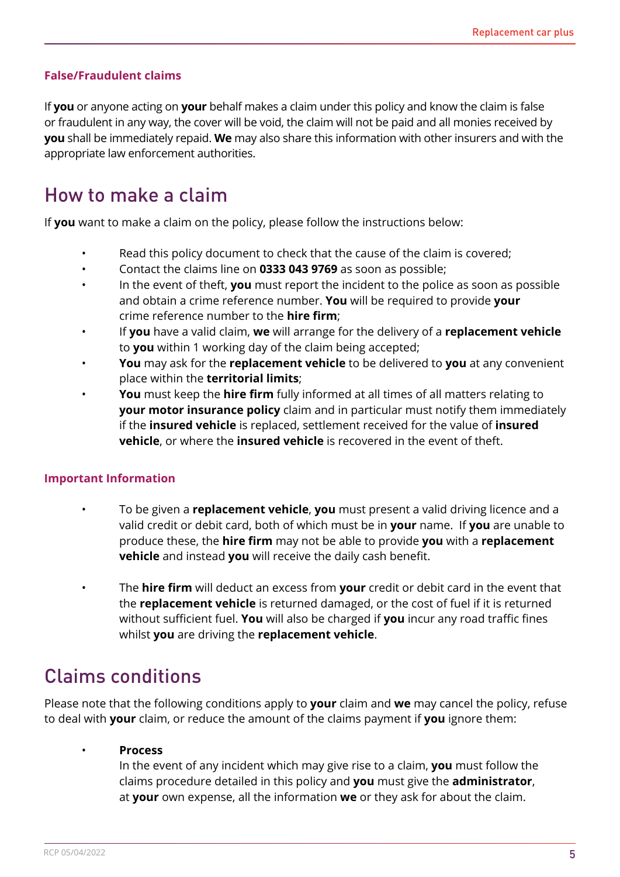### False/Fraudulent claims

If **you** or anyone acting on **your** behalf makes a claim under this policy and know the claim is false or fraudulent in any way, the cover will be void, the claim will not be paid and all monies received by **you** shall be immediately repaid. **We** may also share this information with other insurers and with the appropriate law enforcement authorities.

## How to make a claim

If **you** want to make a claim on the policy, please follow the instructions below:

- Read this policy document to check that the cause of the claim is covered;
- Contact the claims line on **0333 043 9769** as soon as possible;
- In the event of theft, **you** must report the incident to the police as soon as possible and obtain a crime reference number. **You** will be required to provide **your** crime reference number to the **hire firm**;
- If **you** have a valid claim, **we** will arrange for the delivery of a **replacement vehicle** to **you** within 1 working day of the claim being accepted;
- **You** may ask for the **replacement vehicle** to be delivered to **you** at any convenient place within the **territorial limits**;
- **You** must keep the **hire firm** fully informed at all times of all matters relating to **your motor insurance policy** claim and in particular must notify them immediately if the **insured vehicle** is replaced, settlement received for the value of **insured vehicle**, or where the **insured vehicle** is recovered in the event of theft.

### Important Information

- To be given a **replacement vehicle**, **you** must present a valid driving licence and a valid credit or debit card, both of which must be in **your** name. If **you** are unable to produce these, the **hire firm** may not be able to provide **you** with a **replacement vehicle** and instead **you** will receive the daily cash benefit.

- The **hire firm** will deduct an excess from **your** credit or debit card in the event that the **replacement vehicle** is returned damaged, or the cost of fuel if it is returned without sufficient fuel. **You** will also be charged if **you** incur any road traffic fines whilst **you** are driving the **replacement vehicle**.

## Claims conditions

Please note that the following conditions apply to **your** claim and **we** may cancel the policy, refuse to deal with **your** claim, or reduce the amount of the claims payment if **you** ignore them:

- **Process**
  In the event of any incident which may give rise to a claim, **you** must follow the claims procedure detailed in this policy and **you** must give the **administrator**, at **your** own expense, all the information **we** or they ask for about the claim.

RCP 05/04/2022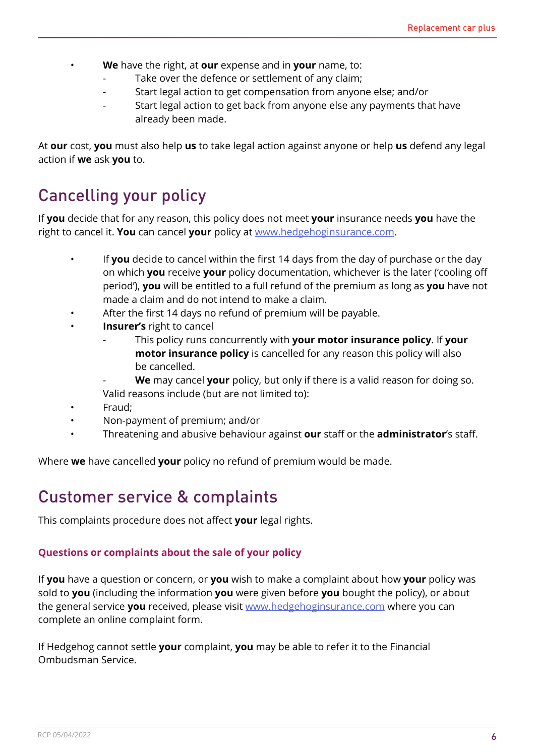- **We** have the right, at **our** expense and in **your** name, to:
  - Take over the defence or settlement of any claim;
  - Start legal action to get compensation from anyone else; and/or
  - Start legal action to get back from anyone else any payments that have already been made.

At **our** cost, **you** must also help **us** to take legal action against anyone or help **us** defend any legal action if **we** ask **you** to.

## Cancelling your policy

If **you** decide that for any reason, this policy does not meet **your** insurance needs **you** have the right to cancel it. **You** can cancel **your** policy at www.hedgehoginsurance.com.

- If **you** decide to cancel within the first 14 days from the day of purchase or the day on which **you** receive **your** policy documentation, whichever is the later ('cooling off period'), **you** will be entitled to a full refund of the premium as long as **you** have not made a claim and do not intend to make a claim.
- After the first 14 days no refund of premium will be payable.
- **Insurer's** right to cancel
  - This policy runs concurrently with **your motor insurance policy**. If **your motor insurance policy** is cancelled for any reason this policy will also be cancelled.
  - **We** may cancel **your** policy, but only if there is a valid reason for doing so.

  Valid reasons include (but are not limited to):
- Fraud;
- Non-payment of premium; and/or
- Threatening and abusive behaviour against **our** staff or the **administrator**'s staff.

Where **we** have cancelled **your** policy no refund of premium would be made.

## Customer service & complaints

This complaints procedure does not affect **your** legal rights.

### Questions or complaints about the sale of your policy

If **you** have a question or concern, or **you** wish to make a complaint about how **your** policy was sold to **you** (including the information **you** were given before **you** bought the policy), or about the general service **you** received, please visit www.hedgehoginsurance.com where you can complete an online complaint form.

If Hedgehog cannot settle **your** complaint, **you** may be able to refer it to the Financial Ombudsman Service.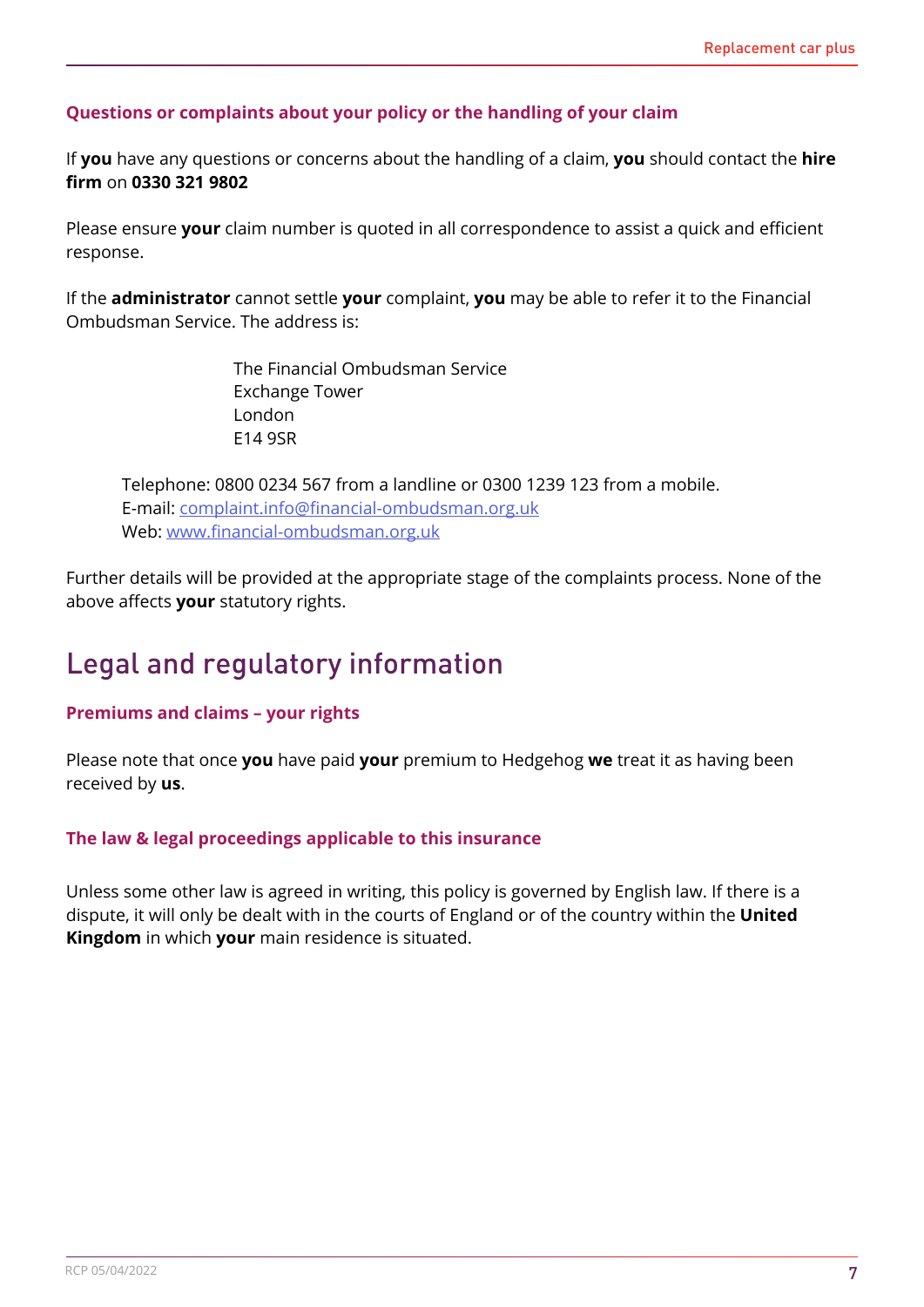### Questions or complaints about your policy or the handling of your claim

If **you** have any questions or concerns about the handling of a claim, **you** should contact the **hire firm** on **0330 321 9802**

Please ensure **your** claim number is quoted in all correspondence to assist a quick and efficient response.

If the **administrator** cannot settle **your** complaint, **you** may be able to refer it to the Financial Ombudsman Service. The address is:

The Financial Ombudsman Service
Exchange Tower
London
E14 9SR

Telephone: 0800 0234 567 from a landline or 0300 1239 123 from a mobile.
E-mail: complaint.info@financial-ombudsman.org.uk
Web: www.financial-ombudsman.org.uk

Further details will be provided at the appropriate stage of the complaints process. None of the above affects **your** statutory rights.

## Legal and regulatory information

### Premiums and claims – your rights

Please note that once **you** have paid **your** premium to Hedgehog **we** treat it as having been received by **us**.

### The law & legal proceedings applicable to this insurance

Unless some other law is agreed in writing, this policy is governed by English law. If there is a dispute, it will only be dealt with in the courts of England or of the country within the **United Kingdom** in which **your** main residence is situated.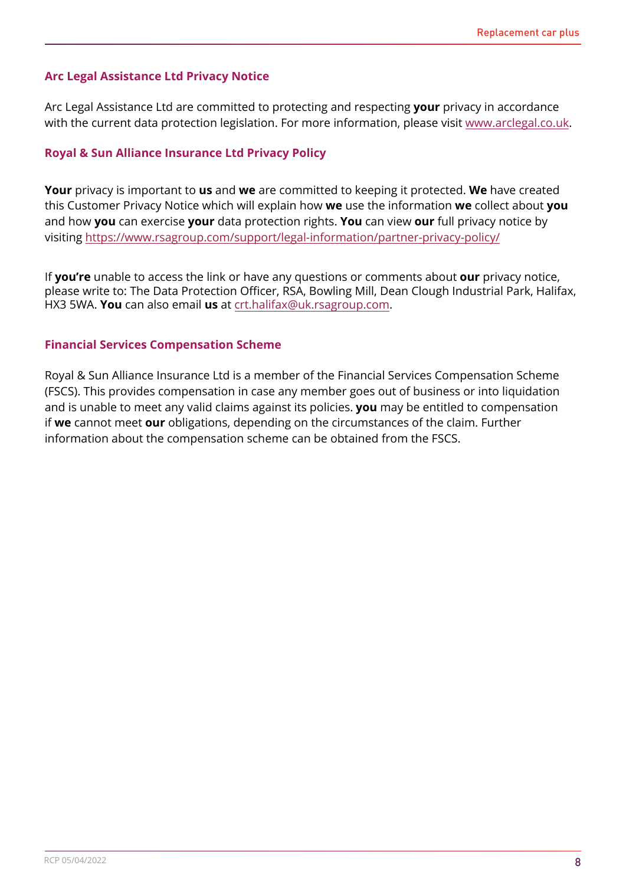### Arc Legal Assistance Ltd Privacy Notice

Arc Legal Assistance Ltd are committed to protecting and respecting **your** privacy in accordance with the current data protection legislation. For more information, please visit www.arclegal.co.uk.

### Royal & Sun Alliance Insurance Ltd Privacy Policy

**Your** privacy is important to **us** and **we** are committed to keeping it protected. **We** have created this Customer Privacy Notice which will explain how **we** use the information **we** collect about **you** and how **you** can exercise **your** data protection rights. **You** can view **our** full privacy notice by visiting https://www.rsagroup.com/support/legal-information/partner-privacy-policy/

If **you're** unable to access the link or have any questions or comments about **our** privacy notice, please write to: The Data Protection Officer, RSA, Bowling Mill, Dean Clough Industrial Park, Halifax, HX3 5WA. **You** can also email **us** at crt.halifax@uk.rsagroup.com.

### Financial Services Compensation Scheme

Royal & Sun Alliance Insurance Ltd is a member of the Financial Services Compensation Scheme (FSCS). This provides compensation in case any member goes out of business or into liquidation and is unable to meet any valid claims against its policies. **you** may be entitled to compensation if **we** cannot meet **our** obligations, depending on the circumstances of the claim. Further information about the compensation scheme can be obtained from the FSCS.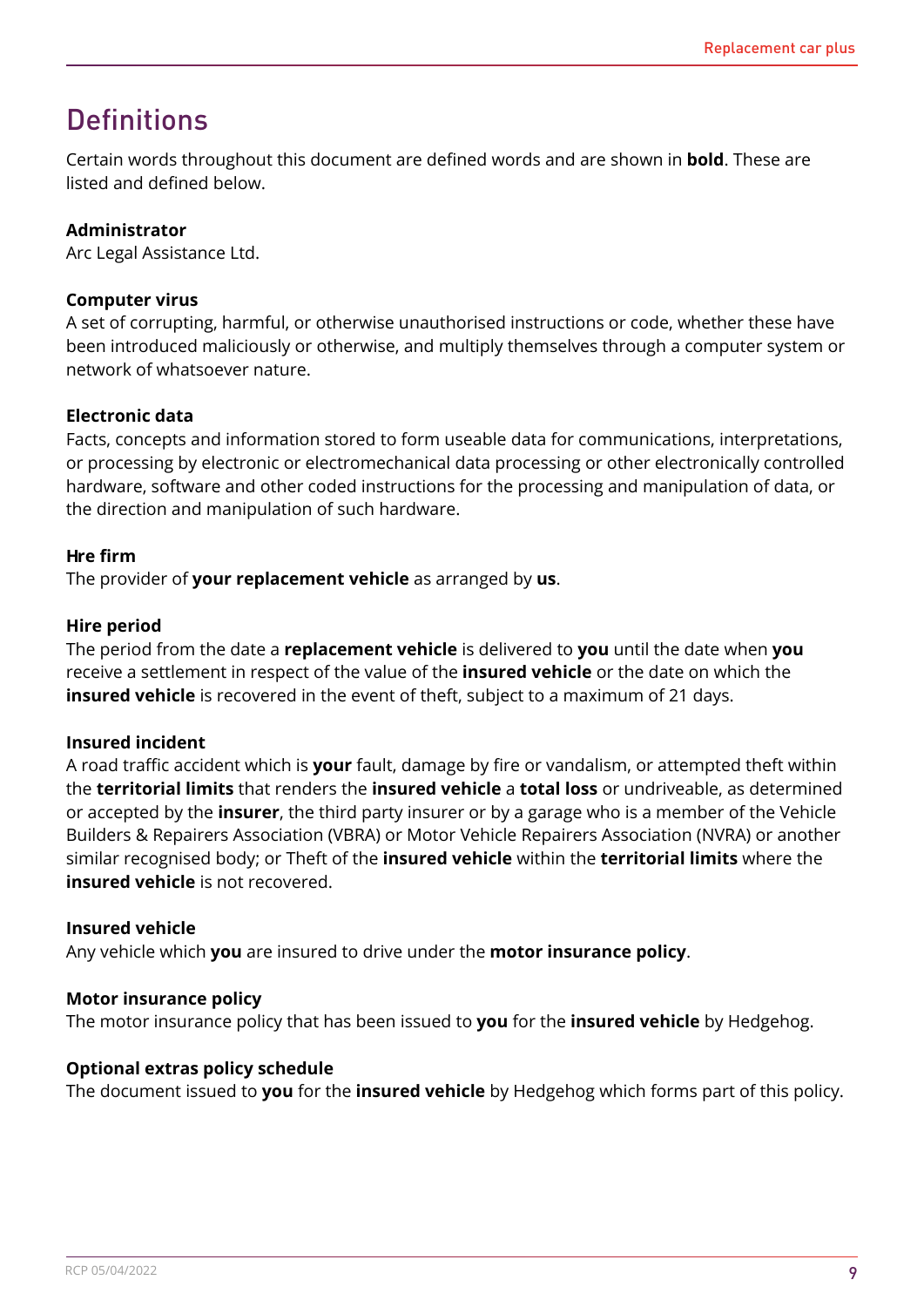# Definitions

Certain words throughout this document are defined words and are shown in **bold**. These are listed and defined below.

**Administrator**
Arc Legal Assistance Ltd.

**Computer virus**
A set of corrupting, harmful, or otherwise unauthorised instructions or code, whether these have been introduced maliciously or otherwise, and multiply themselves through a computer system or network of whatsoever nature.

**Electronic data**
Facts, concepts and information stored to form useable data for communications, interpretations, or processing by electronic or electromechanical data processing or other electronically controlled hardware, software and other coded instructions for the processing and manipulation of data, or the direction and manipulation of such hardware.

**Hre firm**
The provider of **your replacement vehicle** as arranged by **us**.

**Hire period**
The period from the date a **replacement vehicle** is delivered to **you** until the date when **you** receive a settlement in respect of the value of the **insured vehicle** or the date on which the **insured vehicle** is recovered in the event of theft, subject to a maximum of 21 days.

**Insured incident**
A road traffic accident which is **your** fault, damage by fire or vandalism, or attempted theft within the **territorial limits** that renders the **insured vehicle** a **total loss** or undriveable, as determined or accepted by the **insurer**, the third party insurer or by a garage who is a member of the Vehicle Builders & Repairers Association (VBRA) or Motor Vehicle Repairers Association (NVRA) or another similar recognised body; or Theft of the **insured vehicle** within the **territorial limits** where the **insured vehicle** is not recovered.

**Insured vehicle**
Any vehicle which **you** are insured to drive under the **motor insurance policy**.

**Motor insurance policy**
The motor insurance policy that has been issued to **you** for the **insured vehicle** by Hedgehog.

**Optional extras policy schedule**
The document issued to **you** for the **insured vehicle** by Hedgehog which forms part of this policy.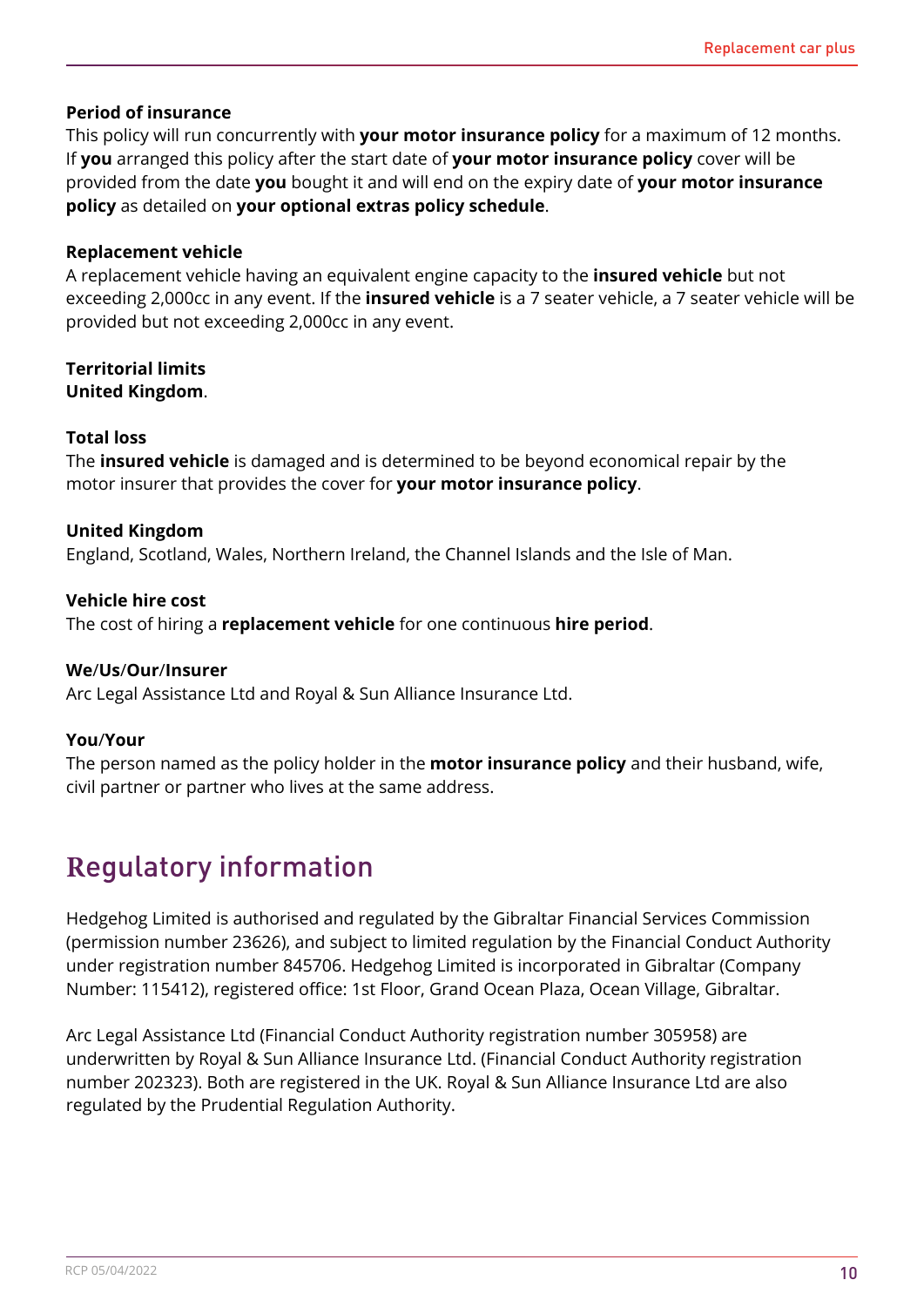**Period of insurance**
This policy will run concurrently with **your motor insurance policy** for a maximum of 12 months. If **you** arranged this policy after the start date of **your motor insurance policy** cover will be provided from the date **you** bought it and will end on the expiry date of **your motor insurance policy** as detailed on **your optional extras policy schedule**.

**Replacement vehicle**
A replacement vehicle having an equivalent engine capacity to the **insured vehicle** but not exceeding 2,000cc in any event. If the **insured vehicle** is a 7 seater vehicle, a 7 seater vehicle will be provided but not exceeding 2,000cc in any event.

**Territorial limits**
**United Kingdom**.

**Total loss**
The **insured vehicle** is damaged and is determined to be beyond economical repair by the motor insurer that provides the cover for **your motor insurance policy**.

**United Kingdom**
England, Scotland, Wales, Northern Ireland, the Channel Islands and the Isle of Man.

**Vehicle hire cost**
The cost of hiring a **replacement vehicle** for one continuous **hire period**.

**We/Us/Our/Insurer**
Arc Legal Assistance Ltd and Royal & Sun Alliance Insurance Ltd.

**You/Your**
The person named as the policy holder in the **motor insurance policy** and their husband, wife, civil partner or partner who lives at the same address.

# Regulatory information

Hedgehog Limited is authorised and regulated by the Gibraltar Financial Services Commission (permission number 23626), and subject to limited regulation by the Financial Conduct Authority under registration number 845706. Hedgehog Limited is incorporated in Gibraltar (Company Number: 115412), registered office: 1st Floor, Grand Ocean Plaza, Ocean Village, Gibraltar.

Arc Legal Assistance Ltd (Financial Conduct Authority registration number 305958) are underwritten by Royal & Sun Alliance Insurance Ltd. (Financial Conduct Authority registration number 202323). Both are registered in the UK. Royal & Sun Alliance Insurance Ltd are also regulated by the Prudential Regulation Authority.